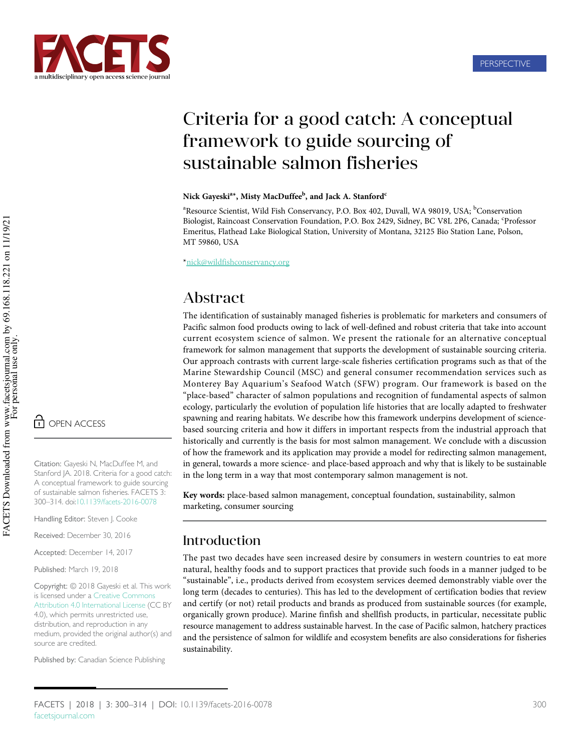PERSPECTIVE

# Criteria for a good catch: A conceptual framework to guide sourcing of sustainable salmon fisheries

**Nick Gayeski[a*], Misty MacDuffee[b], and Jack A. Stanford[c]**

[a]Resource Scientist, Wild Fish Conservancy, P.O. Box 402, Duvall, WA 98019, USA; [b]Conservation Biologist, Raincoast Conservation Foundation, P.O. Box 2429, Sidney, BC V8L 2P6, Canada; [c]Professor Emeritus, Flathead Lake Biological Station, University of Montana, 32125 Bio Station Lane, Polson, MT 59860, USA

*nick@wildfishconservancy.org

OPEN ACCESS

Citation: Gayeski N, MacDuffee M, and Stanford JA. 2018. Criteria for a good catch: A conceptual framework to guide sourcing of sustainable salmon fisheries. FACETS 3: 300–314. doi:10.1139/facets-2016-0078

Handling Editor: Steven J. Cooke

Received: December 30, 2016

Accepted: December 14, 2017

Published: March 19, 2018

Copyright: © 2018 Gayeski et al. This work is licensed under a Creative Commons Attribution 4.0 International License (CC BY 4.0), which permits unrestricted use, distribution, and reproduction in any medium, provided the original author(s) and source are credited.

Published by: Canadian Science Publishing

## Abstract

The identification of sustainably managed fisheries is problematic for marketers and consumers of Pacific salmon food products owing to lack of well-defined and robust criteria that take into account current ecosystem science of salmon. We present the rationale for an alternative conceptual framework for salmon management that supports the development of sustainable sourcing criteria. Our approach contrasts with current large-scale fisheries certification programs such as that of the Marine Stewardship Council (MSC) and general consumer recommendation services such as Monterey Bay Aquarium's Seafood Watch (SFW) program. Our framework is based on the "place-based" character of salmon populations and recognition of fundamental aspects of salmon ecology, particularly the evolution of population life histories that are locally adapted to freshwater spawning and rearing habitats. We describe how this framework underpins development of science-based sourcing criteria and how it differs in important respects from the industrial approach that historically and currently is the basis for most salmon management. We conclude with a discussion of how the framework and its application may provide a model for redirecting salmon management, in general, towards a more science- and place-based approach and why that is likely to be sustainable in the long term in a way that most contemporary salmon management is not.

**Key words:** place-based salmon management, conceptual foundation, sustainability, salmon marketing, consumer sourcing

## Introduction

The past two decades have seen increased desire by consumers in western countries to eat more natural, healthy foods and to support practices that provide such foods in a manner judged to be "sustainable", i.e., products derived from ecosystem services deemed demonstrably viable over the long term (decades to centuries). This has led to the development of certification bodies that review and certify (or not) retail products and brands as produced from sustainable sources (for example, organically grown produce). Marine finfish and shellfish products, in particular, necessitate public resource management to address sustainable harvest. In the case of Pacific salmon, hatchery practices and the persistence of salmon for wildlife and ecosystem benefits are also considerations for fisheries sustainability.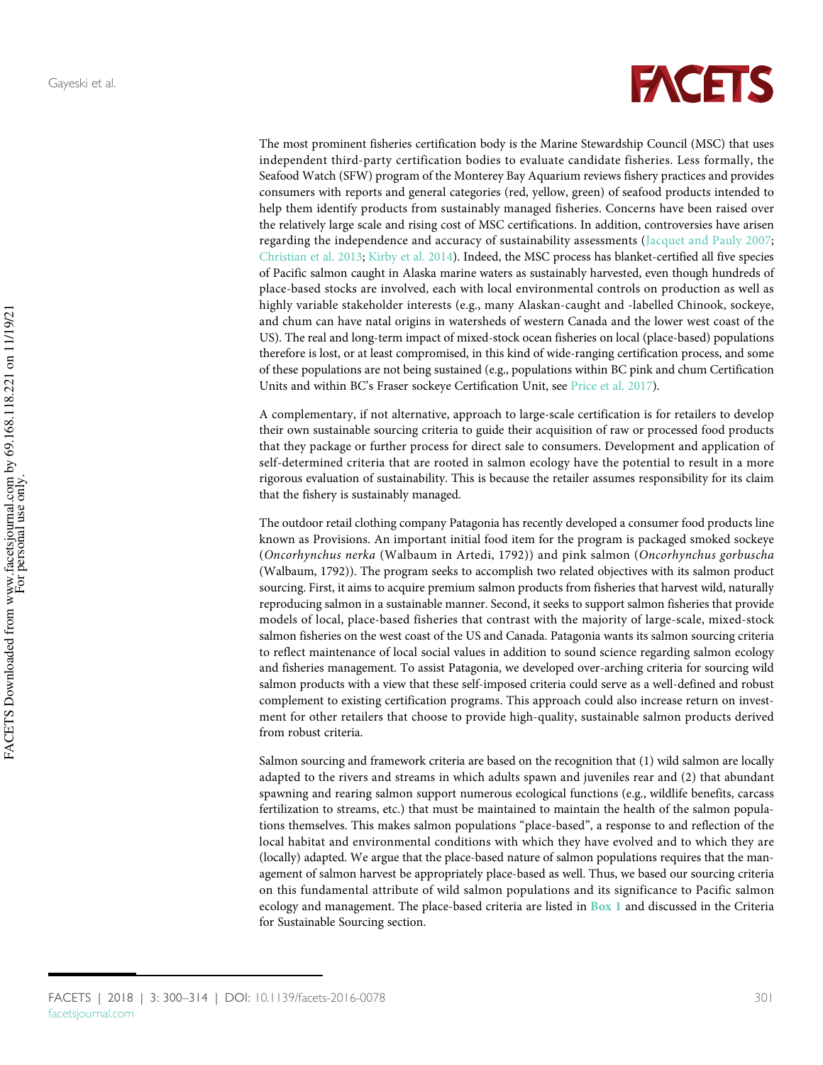The most prominent fisheries certification body is the Marine Stewardship Council (MSC) that uses independent third-party certification bodies to evaluate candidate fisheries. Less formally, the Seafood Watch (SFW) program of the Monterey Bay Aquarium reviews fishery practices and provides consumers with reports and general categories (red, yellow, green) of seafood products intended to help them identify products from sustainably managed fisheries. Concerns have been raised over the relatively large scale and rising cost of MSC certifications. In addition, controversies have arisen regarding the independence and accuracy of sustainability assessments (Jacquet and Pauly 2007; Christian et al. 2013; Kirby et al. 2014). Indeed, the MSC process has blanket-certified all five species of Pacific salmon caught in Alaska marine waters as sustainably harvested, even though hundreds of place-based stocks are involved, each with local environmental controls on production as well as highly variable stakeholder interests (e.g., many Alaskan-caught and -labelled Chinook, sockeye, and chum can have natal origins in watersheds of western Canada and the lower west coast of the US). The real and long-term impact of mixed-stock ocean fisheries on local (place-based) populations therefore is lost, or at least compromised, in this kind of wide-ranging certification process, and some of these populations are not being sustained (e.g., populations within BC pink and chum Certification Units and within BC's Fraser sockeye Certification Unit, see Price et al. 2017).

A complementary, if not alternative, approach to large-scale certification is for retailers to develop their own sustainable sourcing criteria to guide their acquisition of raw or processed food products that they package or further process for direct sale to consumers. Development and application of self-determined criteria that are rooted in salmon ecology have the potential to result in a more rigorous evaluation of sustainability. This is because the retailer assumes responsibility for its claim that the fishery is sustainably managed.

The outdoor retail clothing company Patagonia has recently developed a consumer food products line known as Provisions. An important initial food item for the program is packaged smoked sockeye (*Oncorhynchus nerka* (Walbaum in Artedi, 1792)) and pink salmon (*Oncorhynchus gorbuscha* (Walbaum, 1792)). The program seeks to accomplish two related objectives with its salmon product sourcing. First, it aims to acquire premium salmon products from fisheries that harvest wild, naturally reproducing salmon in a sustainable manner. Second, it seeks to support salmon fisheries that provide models of local, place-based fisheries that contrast with the majority of large-scale, mixed-stock salmon fisheries on the west coast of the US and Canada. Patagonia wants its salmon sourcing criteria to reflect maintenance of local social values in addition to sound science regarding salmon ecology and fisheries management. To assist Patagonia, we developed over-arching criteria for sourcing wild salmon products with a view that these self-imposed criteria could serve as a well-defined and robust complement to existing certification programs. This approach could also increase return on investment for other retailers that choose to provide high-quality, sustainable salmon products derived from robust criteria.

Salmon sourcing and framework criteria are based on the recognition that (1) wild salmon are locally adapted to the rivers and streams in which adults spawn and juveniles rear and (2) that abundant spawning and rearing salmon support numerous ecological functions (e.g., wildlife benefits, carcass fertilization to streams, etc.) that must be maintained to maintain the health of the salmon populations themselves. This makes salmon populations "place-based", a response to and reflection of the local habitat and environmental conditions with which they have evolved and to which they are (locally) adapted. We argue that the place-based nature of salmon populations requires that the management of salmon harvest be appropriately place-based as well. Thus, we based our sourcing criteria on this fundamental attribute of wild salmon populations and its significance to Pacific salmon ecology and management. The place-based criteria are listed in **Box 1** and discussed in the Criteria for Sustainable Sourcing section.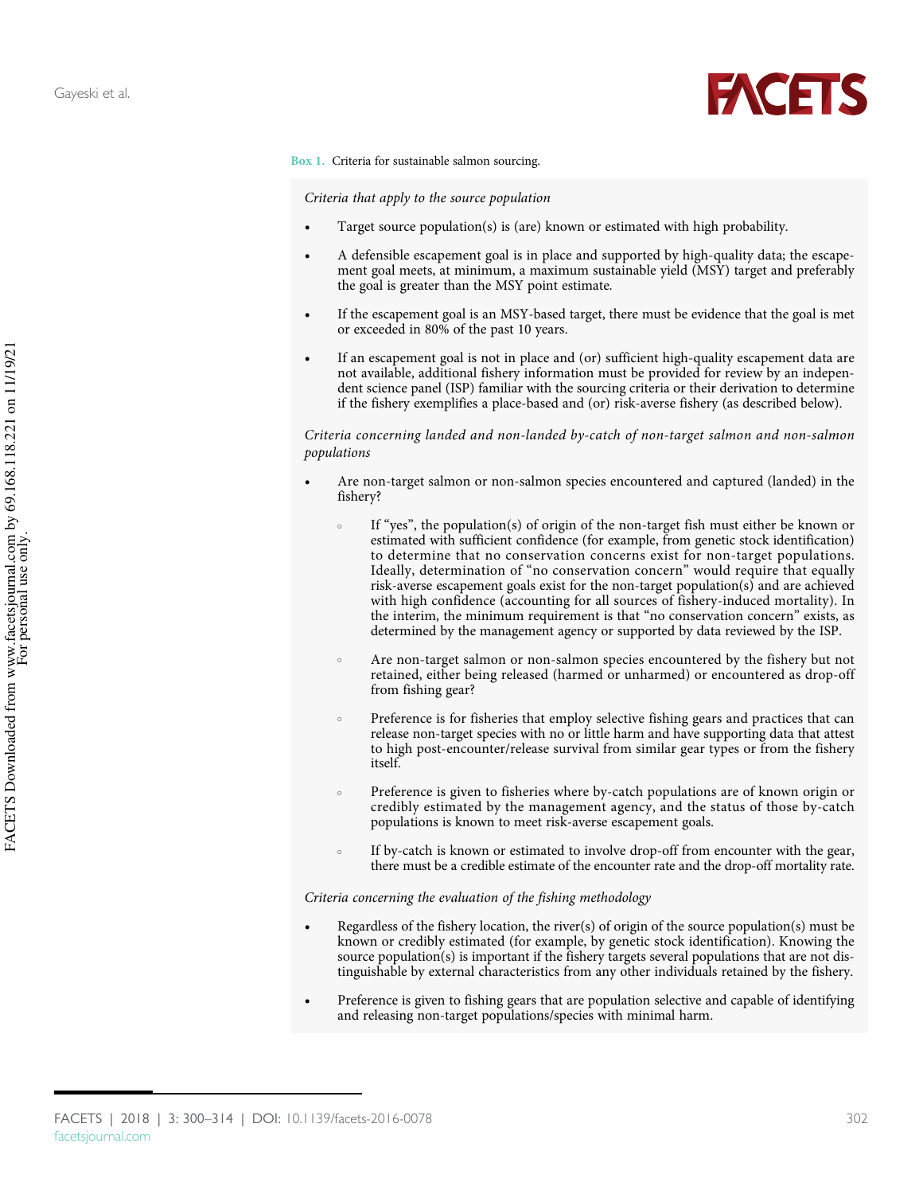**Box 1.** Criteria for sustainable salmon sourcing.

*Criteria that apply to the source population*

- Target source population(s) is (are) known or estimated with high probability.
- A defensible escapement goal is in place and supported by high-quality data; the escapement goal meets, at minimum, a maximum sustainable yield (MSY) target and preferably the goal is greater than the MSY point estimate.
- If the escapement goal is an MSY-based target, there must be evidence that the goal is met or exceeded in 80% of the past 10 years.
- If an escapement goal is not in place and (or) sufficient high-quality escapement data are not available, additional fishery information must be provided for review by an independent science panel (ISP) familiar with the sourcing criteria or their derivation to determine if the fishery exemplifies a place-based and (or) risk-averse fishery (as described below).

*Criteria concerning landed and non-landed by-catch of non-target salmon and non-salmon populations*

- Are non-target salmon or non-salmon species encountered and captured (landed) in the fishery?
    - If "yes", the population(s) of origin of the non-target fish must either be known or estimated with sufficient confidence (for example, from genetic stock identification) to determine that no conservation concerns exist for non-target populations. Ideally, determination of "no conservation concern" would require that equally risk-averse escapement goals exist for the non-target population(s) and are achieved with high confidence (accounting for all sources of fishery-induced mortality). In the interim, the minimum requirement is that "no conservation concern" exists, as determined by the management agency or supported by data reviewed by the ISP.
    - Are non-target salmon or non-salmon species encountered by the fishery but not retained, either being released (harmed or unharmed) or encountered as drop-off from fishing gear?
    - Preference is for fisheries that employ selective fishing gears and practices that can release non-target species with no or little harm and have supporting data that attest to high post-encounter/release survival from similar gear types or from the fishery itself.
    - Preference is given to fisheries where by-catch populations are of known origin or credibly estimated by the management agency, and the status of those by-catch populations is known to meet risk-averse escapement goals.
    - If by-catch is known or estimated to involve drop-off from encounter with the gear, there must be a credible estimate of the encounter rate and the drop-off mortality rate.

*Criteria concerning the evaluation of the fishing methodology*

- Regardless of the fishery location, the river(s) of origin of the source population(s) must be known or credibly estimated (for example, by genetic stock identification). Knowing the source population(s) is important if the fishery targets several populations that are not distinguishable by external characteristics from any other individuals retained by the fishery.
- Preference is given to fishing gears that are population selective and capable of identifying and releasing non-target populations/species with minimal harm.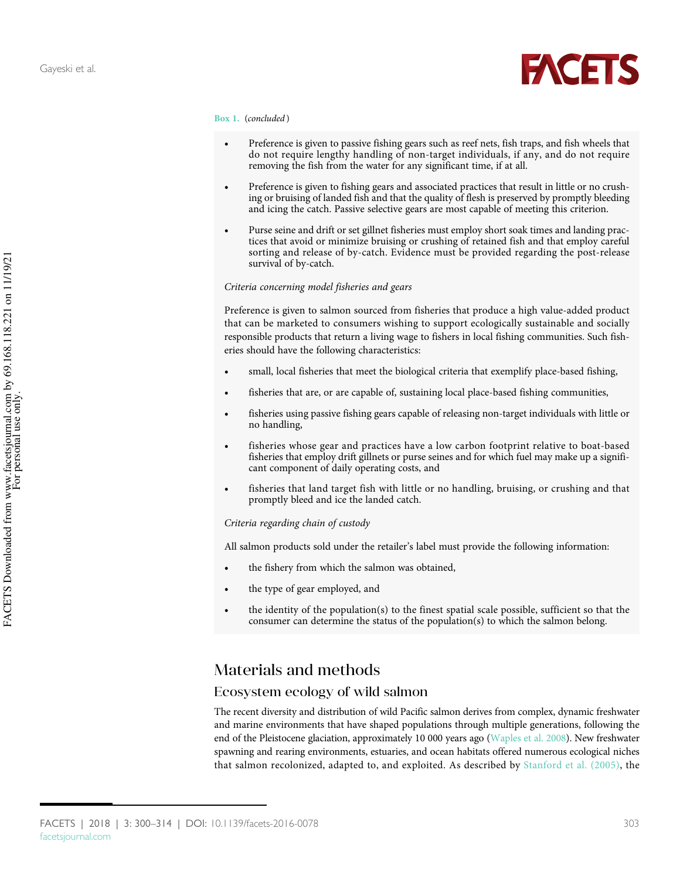**Box 1.** (*concluded*)

- Preference is given to passive fishing gears such as reef nets, fish traps, and fish wheels that do not require lengthy handling of non-target individuals, if any, and do not require removing the fish from the water for any significant time, if at all.
- Preference is given to fishing gears and associated practices that result in little or no crushing or bruising of landed fish and that the quality of flesh is preserved by promptly bleeding and icing the catch. Passive selective gears are most capable of meeting this criterion.
- Purse seine and drift or set gillnet fisheries must employ short soak times and landing practices that avoid or minimize bruising or crushing of retained fish and that employ careful sorting and release of by-catch. Evidence must be provided regarding the post-release survival of by-catch.

*Criteria concerning model fisheries and gears*

Preference is given to salmon sourced from fisheries that produce a high value-added product that can be marketed to consumers wishing to support ecologically sustainable and socially responsible products that return a living wage to fishers in local fishing communities. Such fisheries should have the following characteristics:

- small, local fisheries that meet the biological criteria that exemplify place-based fishing,
- fisheries that are, or are capable of, sustaining local place-based fishing communities,
- fisheries using passive fishing gears capable of releasing non-target individuals with little or no handling,
- fisheries whose gear and practices have a low carbon footprint relative to boat-based fisheries that employ drift gillnets or purse seines and for which fuel may make up a significant component of daily operating costs, and
- fisheries that land target fish with little or no handling, bruising, or crushing and that promptly bleed and ice the landed catch.

*Criteria regarding chain of custody*

All salmon products sold under the retailer's label must provide the following information:

- the fishery from which the salmon was obtained,
- the type of gear employed, and
- the identity of the population(s) to the finest spatial scale possible, sufficient so that the consumer can determine the status of the population(s) to which the salmon belong.

# Materials and methods

## Ecosystem ecology of wild salmon

The recent diversity and distribution of wild Pacific salmon derives from complex, dynamic freshwater and marine environments that have shaped populations through multiple generations, following the end of the Pleistocene glaciation, approximately 10 000 years ago (Waples et al. 2008). New freshwater spawning and rearing environments, estuaries, and ocean habitats offered numerous ecological niches that salmon recolonized, adapted to, and exploited. As described by Stanford et al. (2005), the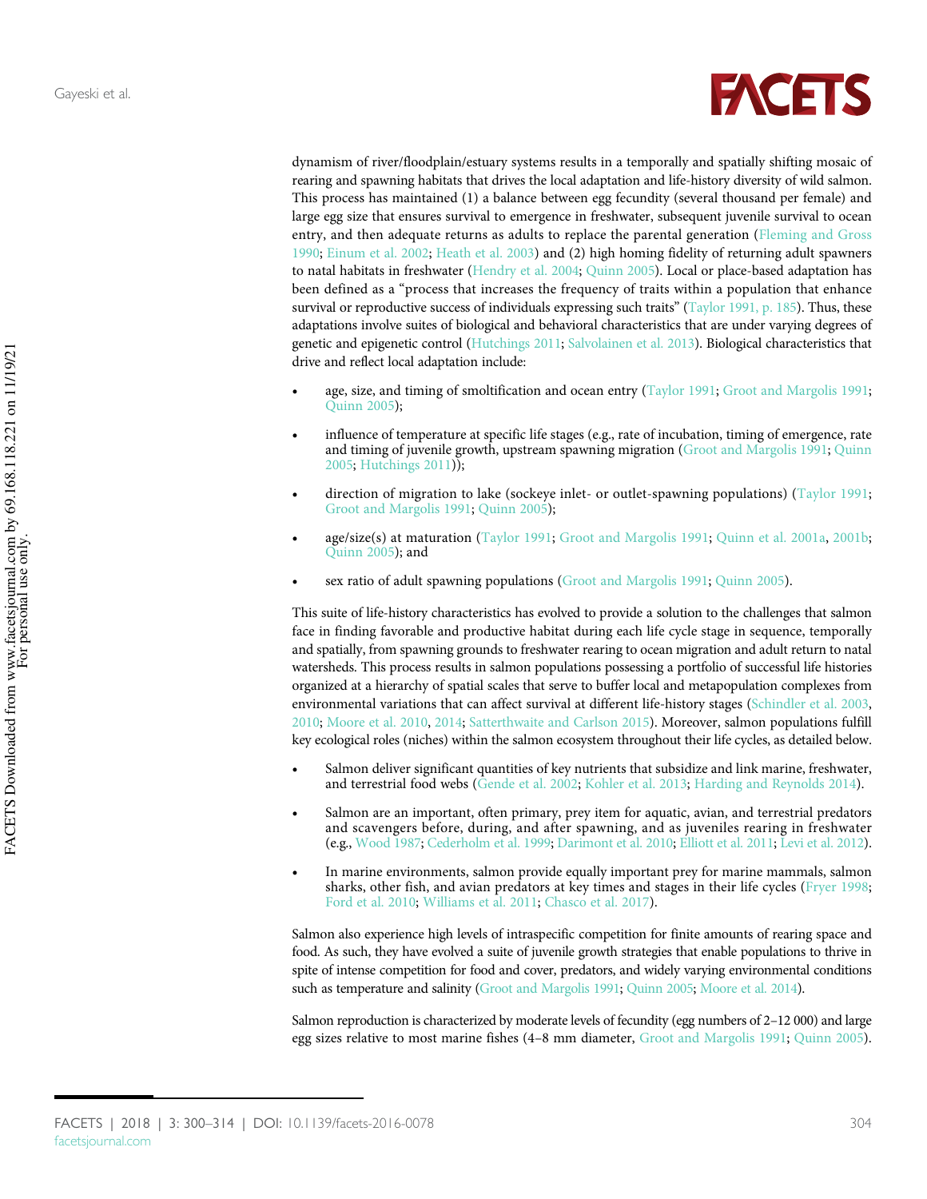dynamism of river/floodplain/estuary systems results in a temporally and spatially shifting mosaic of rearing and spawning habitats that drives the local adaptation and life-history diversity of wild salmon. This process has maintained (1) a balance between egg fecundity (several thousand per female) and large egg size that ensures survival to emergence in freshwater, subsequent juvenile survival to ocean entry, and then adequate returns as adults to replace the parental generation (Fleming and Gross 1990; Einum et al. 2002; Heath et al. 2003) and (2) high homing fidelity of returning adult spawners to natal habitats in freshwater (Hendry et al. 2004; Quinn 2005). Local or place-based adaptation has been defined as a "process that increases the frequency of traits within a population that enhance survival or reproductive success of individuals expressing such traits" (Taylor 1991, p. 185). Thus, these adaptations involve suites of biological and behavioral characteristics that are under varying degrees of genetic and epigenetic control (Hutchings 2011; Salvolainen et al. 2013). Biological characteristics that drive and reflect local adaptation include:

- age, size, and timing of smoltification and ocean entry (Taylor 1991; Groot and Margolis 1991; Quinn 2005);
- influence of temperature at specific life stages (e.g., rate of incubation, timing of emergence, rate and timing of juvenile growth, upstream spawning migration (Groot and Margolis 1991; Quinn 2005; Hutchings 2011));
- direction of migration to lake (sockeye inlet- or outlet-spawning populations) (Taylor 1991; Groot and Margolis 1991; Quinn 2005);
- age/size(s) at maturation (Taylor 1991; Groot and Margolis 1991; Quinn et al. 2001a, 2001b; Quinn 2005); and
- sex ratio of adult spawning populations (Groot and Margolis 1991; Quinn 2005).

This suite of life-history characteristics has evolved to provide a solution to the challenges that salmon face in finding favorable and productive habitat during each life cycle stage in sequence, temporally and spatially, from spawning grounds to freshwater rearing to ocean migration and adult return to natal watersheds. This process results in salmon populations possessing a portfolio of successful life histories organized at a hierarchy of spatial scales that serve to buffer local and metapopulation complexes from environmental variations that can affect survival at different life-history stages (Schindler et al. 2003, 2010; Moore et al. 2010, 2014; Satterthwaite and Carlson 2015). Moreover, salmon populations fulfill key ecological roles (niches) within the salmon ecosystem throughout their life cycles, as detailed below.

- Salmon deliver significant quantities of key nutrients that subsidize and link marine, freshwater, and terrestrial food webs (Gende et al. 2002; Kohler et al. 2013; Harding and Reynolds 2014).
- Salmon are an important, often primary, prey item for aquatic, avian, and terrestrial predators and scavengers before, during, and after spawning, and as juveniles rearing in freshwater (e.g., Wood 1987; Cederholm et al. 1999; Darimont et al. 2010; Elliott et al. 2011; Levi et al. 2012).
- In marine environments, salmon provide equally important prey for marine mammals, salmon sharks, other fish, and avian predators at key times and stages in their life cycles (Fryer 1998; Ford et al. 2010; Williams et al. 2011; Chasco et al. 2017).

Salmon also experience high levels of intraspecific competition for finite amounts of rearing space and food. As such, they have evolved a suite of juvenile growth strategies that enable populations to thrive in spite of intense competition for food and cover, predators, and widely varying environmental conditions such as temperature and salinity (Groot and Margolis 1991; Quinn 2005; Moore et al. 2014).

Salmon reproduction is characterized by moderate levels of fecundity (egg numbers of 2–12 000) and large egg sizes relative to most marine fishes (4–8 mm diameter, Groot and Margolis 1991; Quinn 2005).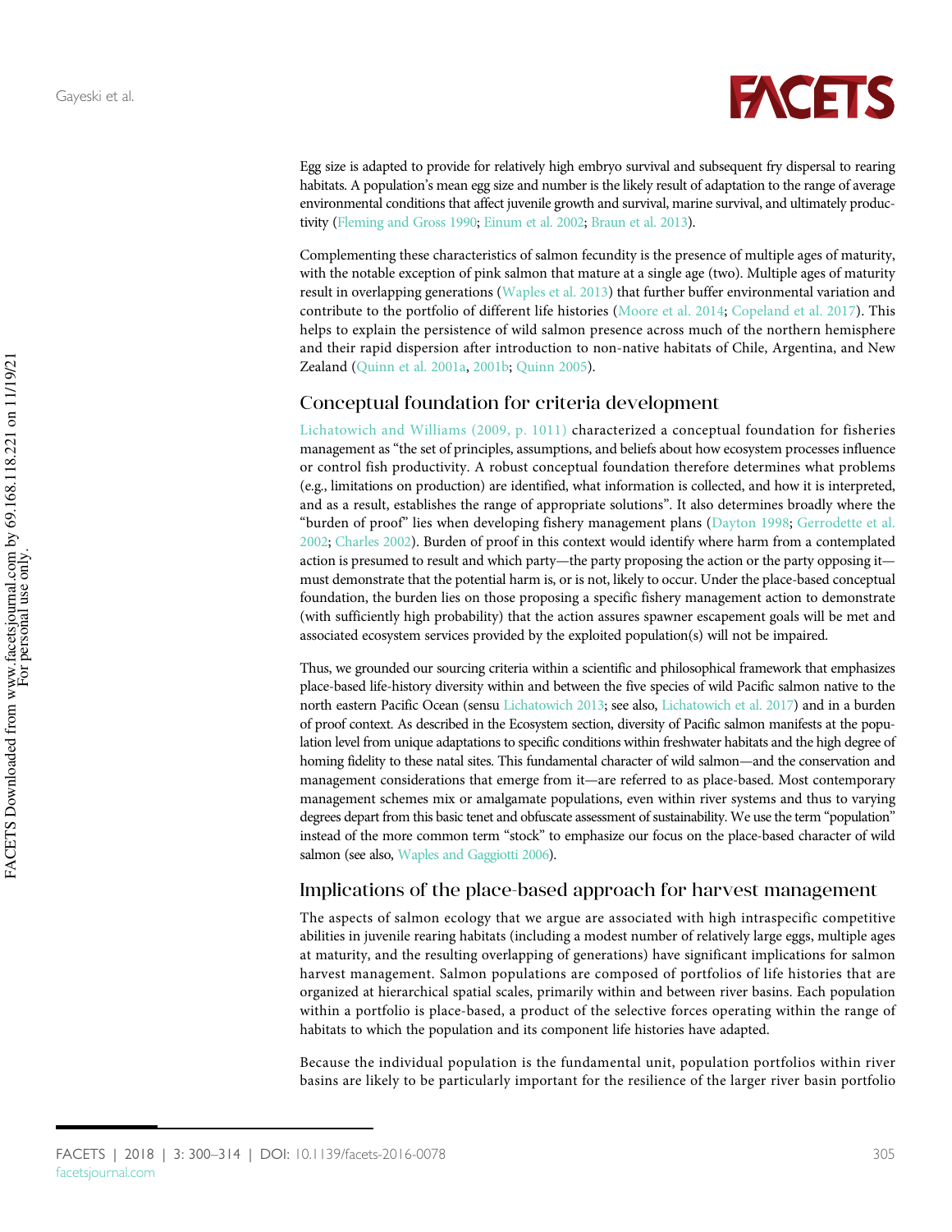Egg size is adapted to provide for relatively high embryo survival and subsequent fry dispersal to rearing habitats. A population's mean egg size and number is the likely result of adaptation to the range of average environmental conditions that affect juvenile growth and survival, marine survival, and ultimately productivity (Fleming and Gross 1990; Einum et al. 2002; Braun et al. 2013).

Complementing these characteristics of salmon fecundity is the presence of multiple ages of maturity, with the notable exception of pink salmon that mature at a single age (two). Multiple ages of maturity result in overlapping generations (Waples et al. 2013) that further buffer environmental variation and contribute to the portfolio of different life histories (Moore et al. 2014; Copeland et al. 2017). This helps to explain the persistence of wild salmon presence across much of the northern hemisphere and their rapid dispersion after introduction to non-native habitats of Chile, Argentina, and New Zealand (Quinn et al. 2001a, 2001b; Quinn 2005).

## Conceptual foundation for criteria development

Lichatowich and Williams (2009, p. 1011) characterized a conceptual foundation for fisheries management as "the set of principles, assumptions, and beliefs about how ecosystem processes influence or control fish productivity. A robust conceptual foundation therefore determines what problems (e.g., limitations on production) are identified, what information is collected, and how it is interpreted, and as a result, establishes the range of appropriate solutions". It also determines broadly where the "burden of proof" lies when developing fishery management plans (Dayton 1998; Gerrodette et al. 2002; Charles 2002). Burden of proof in this context would identify where harm from a contemplated action is presumed to result and which party—the party proposing the action or the party opposing it—must demonstrate that the potential harm is, or is not, likely to occur. Under the place-based conceptual foundation, the burden lies on those proposing a specific fishery management action to demonstrate (with sufficiently high probability) that the action assures spawner escapement goals will be met and associated ecosystem services provided by the exploited population(s) will not be impaired.

Thus, we grounded our sourcing criteria within a scientific and philosophical framework that emphasizes place-based life-history diversity within and between the five species of wild Pacific salmon native to the north eastern Pacific Ocean (sensu Lichatowich 2013; see also, Lichatowich et al. 2017) and in a burden of proof context. As described in the Ecosystem section, diversity of Pacific salmon manifests at the population level from unique adaptations to specific conditions within freshwater habitats and the high degree of homing fidelity to these natal sites. This fundamental character of wild salmon—and the conservation and management considerations that emerge from it—are referred to as place-based. Most contemporary management schemes mix or amalgamate populations, even within river systems and thus to varying degrees depart from this basic tenet and obfuscate assessment of sustainability. We use the term "population" instead of the more common term "stock" to emphasize our focus on the place-based character of wild salmon (see also, Waples and Gaggiotti 2006).

## Implications of the place-based approach for harvest management

The aspects of salmon ecology that we argue are associated with high intraspecific competitive abilities in juvenile rearing habitats (including a modest number of relatively large eggs, multiple ages at maturity, and the resulting overlapping of generations) have significant implications for salmon harvest management. Salmon populations are composed of portfolios of life histories that are organized at hierarchical spatial scales, primarily within and between river basins. Each population within a portfolio is place-based, a product of the selective forces operating within the range of habitats to which the population and its component life histories have adapted.

Because the individual population is the fundamental unit, population portfolios within river basins are likely to be particularly important for the resilience of the larger river basin portfolio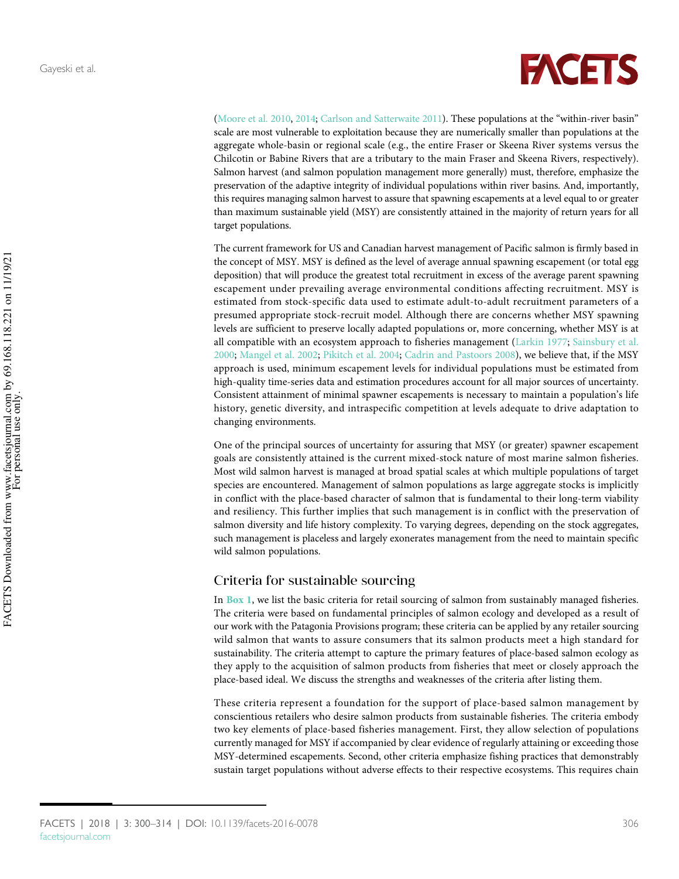(Moore et al. 2010, 2014; Carlson and Satterwaite 2011). These populations at the "within-river basin" scale are most vulnerable to exploitation because they are numerically smaller than populations at the aggregate whole-basin or regional scale (e.g., the entire Fraser or Skeena River systems versus the Chilcotin or Babine Rivers that are a tributary to the main Fraser and Skeena Rivers, respectively). Salmon harvest (and salmon population management more generally) must, therefore, emphasize the preservation of the adaptive integrity of individual populations within river basins. And, importantly, this requires managing salmon harvest to assure that spawning escapements at a level equal to or greater than maximum sustainable yield (MSY) are consistently attained in the majority of return years for all target populations.

The current framework for US and Canadian harvest management of Pacific salmon is firmly based in the concept of MSY. MSY is defined as the level of average annual spawning escapement (or total egg deposition) that will produce the greatest total recruitment in excess of the average parent spawning escapement under prevailing average environmental conditions affecting recruitment. MSY is estimated from stock-specific data used to estimate adult-to-adult recruitment parameters of a presumed appropriate stock-recruit model. Although there are concerns whether MSY spawning levels are sufficient to preserve locally adapted populations or, more concerning, whether MSY is at all compatible with an ecosystem approach to fisheries management (Larkin 1977; Sainsbury et al. 2000; Mangel et al. 2002; Pikitch et al. 2004; Cadrin and Pastoors 2008), we believe that, if the MSY approach is used, minimum escapement levels for individual populations must be estimated from high-quality time-series data and estimation procedures account for all major sources of uncertainty. Consistent attainment of minimal spawner escapements is necessary to maintain a population's life history, genetic diversity, and intraspecific competition at levels adequate to drive adaptation to changing environments.

One of the principal sources of uncertainty for assuring that MSY (or greater) spawner escapement goals are consistently attained is the current mixed-stock nature of most marine salmon fisheries. Most wild salmon harvest is managed at broad spatial scales at which multiple populations of target species are encountered. Management of salmon populations as large aggregate stocks is implicitly in conflict with the place-based character of salmon that is fundamental to their long-term viability and resiliency. This further implies that such management is in conflict with the preservation of salmon diversity and life history complexity. To varying degrees, depending on the stock aggregates, such management is placeless and largely exonerates management from the need to maintain specific wild salmon populations.

## Criteria for sustainable sourcing

In **Box 1**, we list the basic criteria for retail sourcing of salmon from sustainably managed fisheries. The criteria were based on fundamental principles of salmon ecology and developed as a result of our work with the Patagonia Provisions program; these criteria can be applied by any retailer sourcing wild salmon that wants to assure consumers that its salmon products meet a high standard for sustainability. The criteria attempt to capture the primary features of place-based salmon ecology as they apply to the acquisition of salmon products from fisheries that meet or closely approach the place-based ideal. We discuss the strengths and weaknesses of the criteria after listing them.

These criteria represent a foundation for the support of place-based salmon management by conscientious retailers who desire salmon products from sustainable fisheries. The criteria embody two key elements of place-based fisheries management. First, they allow selection of populations currently managed for MSY if accompanied by clear evidence of regularly attaining or exceeding those MSY-determined escapements. Second, other criteria emphasize fishing practices that demonstrably sustain target populations without adverse effects to their respective ecosystems. This requires chain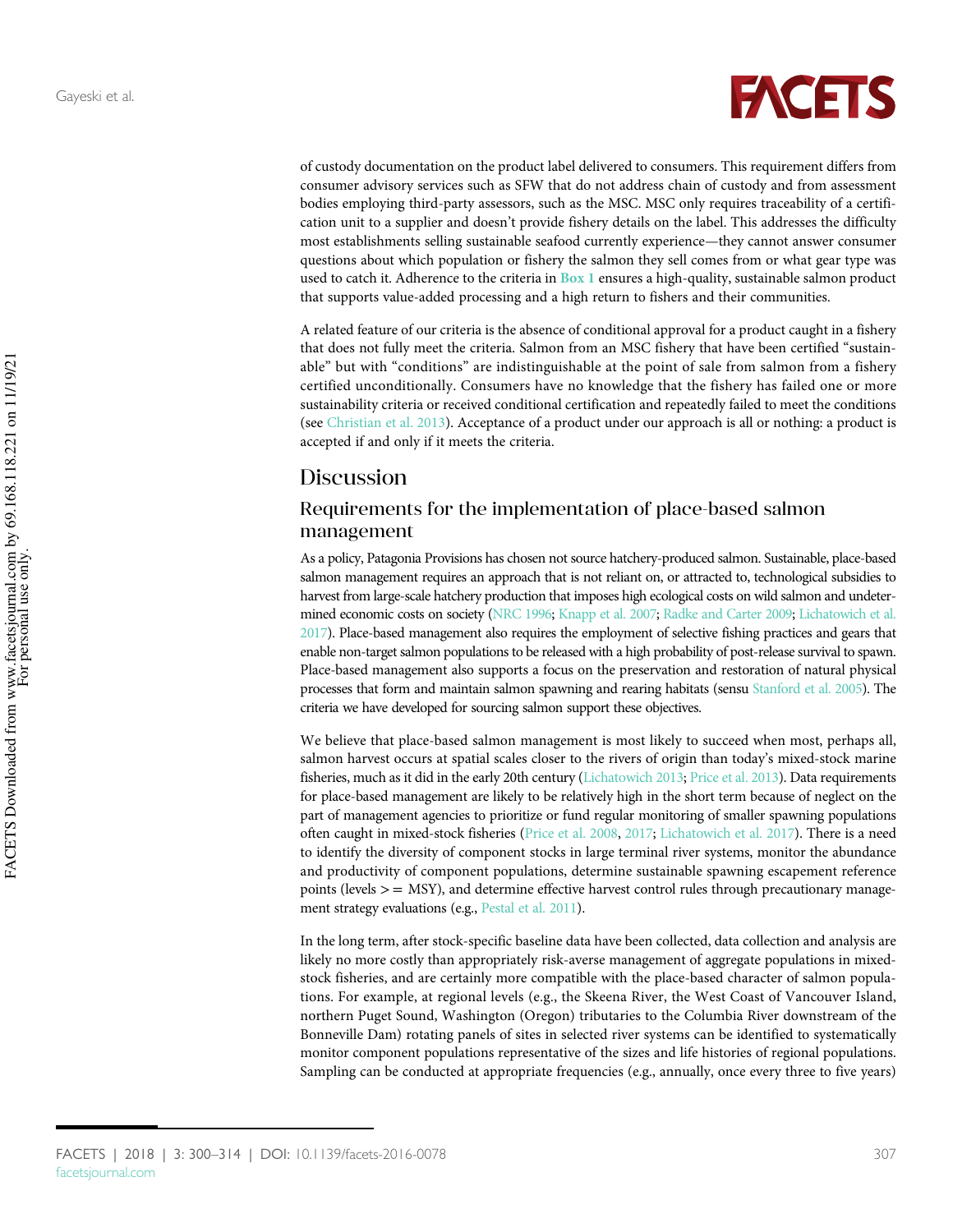of custody documentation on the product label delivered to consumers. This requirement differs from consumer advisory services such as SFW that do not address chain of custody and from assessment bodies employing third-party assessors, such as the MSC. MSC only requires traceability of a certification unit to a supplier and doesn't provide fishery details on the label. This addresses the difficulty most establishments selling sustainable seafood currently experience—they cannot answer consumer questions about which population or fishery the salmon they sell comes from or what gear type was used to catch it. Adherence to the criteria in Box 1 ensures a high-quality, sustainable salmon product that supports value-added processing and a high return to fishers and their communities.

A related feature of our criteria is the absence of conditional approval for a product caught in a fishery that does not fully meet the criteria. Salmon from an MSC fishery that have been certified "sustainable" but with "conditions" are indistinguishable at the point of sale from salmon from a fishery certified unconditionally. Consumers have no knowledge that the fishery has failed one or more sustainability criteria or received conditional certification and repeatedly failed to meet the conditions (see Christian et al. 2013). Acceptance of a product under our approach is all or nothing: a product is accepted if and only if it meets the criteria.

# Discussion

## Requirements for the implementation of place-based salmon management

As a policy, Patagonia Provisions has chosen not source hatchery-produced salmon. Sustainable, place-based salmon management requires an approach that is not reliant on, or attracted to, technological subsidies to harvest from large-scale hatchery production that imposes high ecological costs on wild salmon and undetermined economic costs on society (NRC 1996; Knapp et al. 2007; Radke and Carter 2009; Lichatowich et al. 2017). Place-based management also requires the employment of selective fishing practices and gears that enable non-target salmon populations to be released with a high probability of post-release survival to spawn. Place-based management also supports a focus on the preservation and restoration of natural physical processes that form and maintain salmon spawning and rearing habitats (sensu Stanford et al. 2005). The criteria we have developed for sourcing salmon support these objectives.

We believe that place-based salmon management is most likely to succeed when most, perhaps all, salmon harvest occurs at spatial scales closer to the rivers of origin than today's mixed-stock marine fisheries, much as it did in the early 20th century (Lichatowich 2013; Price et al. 2013). Data requirements for place-based management are likely to be relatively high in the short term because of neglect on the part of management agencies to prioritize or fund regular monitoring of smaller spawning populations often caught in mixed-stock fisheries (Price et al. 2008, 2017; Lichatowich et al. 2017). There is a need to identify the diversity of component stocks in large terminal river systems, monitor the abundance and productivity of component populations, determine sustainable spawning escapement reference points (levels >= MSY), and determine effective harvest control rules through precautionary management strategy evaluations (e.g., Pestal et al. 2011).

In the long term, after stock-specific baseline data have been collected, data collection and analysis are likely no more costly than appropriately risk-averse management of aggregate populations in mixed-stock fisheries, and are certainly more compatible with the place-based character of salmon populations. For example, at regional levels (e.g., the Skeena River, the West Coast of Vancouver Island, northern Puget Sound, Washington (Oregon) tributaries to the Columbia River downstream of the Bonneville Dam) rotating panels of sites in selected river systems can be identified to systematically monitor component populations representative of the sizes and life histories of regional populations. Sampling can be conducted at appropriate frequencies (e.g., annually, once every three to five years)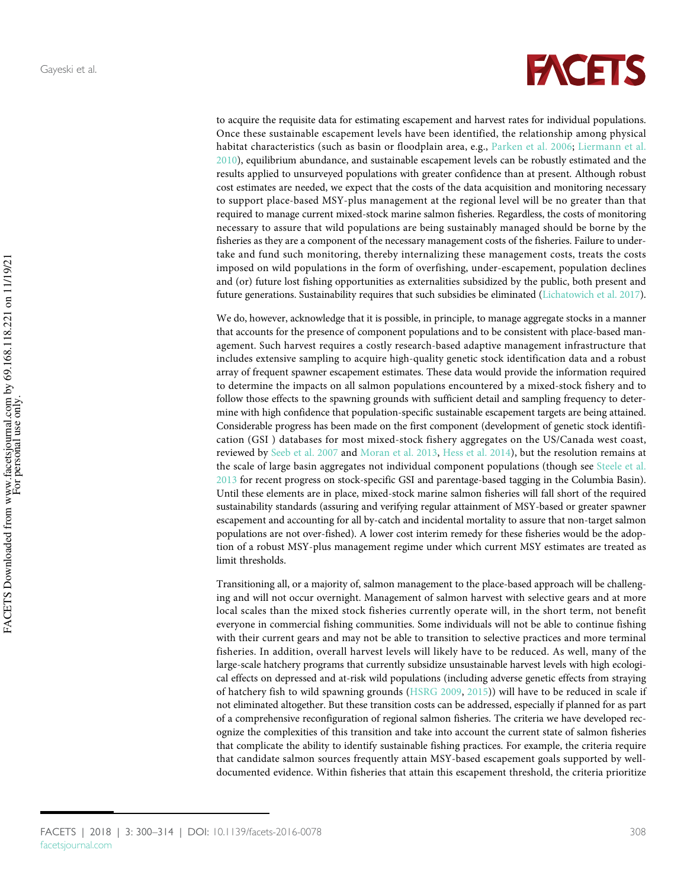to acquire the requisite data for estimating escapement and harvest rates for individual populations. Once these sustainable escapement levels have been identified, the relationship among physical habitat characteristics (such as basin or floodplain area, e.g., Parken et al. 2006; Liermann et al. 2010), equilibrium abundance, and sustainable escapement levels can be robustly estimated and the results applied to unsurveyed populations with greater confidence than at present. Although robust cost estimates are needed, we expect that the costs of the data acquisition and monitoring necessary to support place-based MSY-plus management at the regional level will be no greater than that required to manage current mixed-stock marine salmon fisheries. Regardless, the costs of monitoring necessary to assure that wild populations are being sustainably managed should be borne by the fisheries as they are a component of the necessary management costs of the fisheries. Failure to undertake and fund such monitoring, thereby internalizing these management costs, treats the costs imposed on wild populations in the form of overfishing, under-escapement, population declines and (or) future lost fishing opportunities as externalities subsidized by the public, both present and future generations. Sustainability requires that such subsidies be eliminated (Lichatowich et al. 2017).

We do, however, acknowledge that it is possible, in principle, to manage aggregate stocks in a manner that accounts for the presence of component populations and to be consistent with place-based management. Such harvest requires a costly research-based adaptive management infrastructure that includes extensive sampling to acquire high-quality genetic stock identification data and a robust array of frequent spawner escapement estimates. These data would provide the information required to determine the impacts on all salmon populations encountered by a mixed-stock fishery and to follow those effects to the spawning grounds with sufficient detail and sampling frequency to determine with high confidence that population-specific sustainable escapement targets are being attained. Considerable progress has been made on the first component (development of genetic stock identification (GSI ) databases for most mixed-stock fishery aggregates on the US/Canada west coast, reviewed by Seeb et al. 2007 and Moran et al. 2013, Hess et al. 2014), but the resolution remains at the scale of large basin aggregates not individual component populations (though see Steele et al. 2013 for recent progress on stock-specific GSI and parentage-based tagging in the Columbia Basin). Until these elements are in place, mixed-stock marine salmon fisheries will fall short of the required sustainability standards (assuring and verifying regular attainment of MSY-based or greater spawner escapement and accounting for all by-catch and incidental mortality to assure that non-target salmon populations are not over-fished). A lower cost interim remedy for these fisheries would be the adoption of a robust MSY-plus management regime under which current MSY estimates are treated as limit thresholds.

Transitioning all, or a majority of, salmon management to the place-based approach will be challenging and will not occur overnight. Management of salmon harvest with selective gears and at more local scales than the mixed stock fisheries currently operate will, in the short term, not benefit everyone in commercial fishing communities. Some individuals will not be able to continue fishing with their current gears and may not be able to transition to selective practices and more terminal fisheries. In addition, overall harvest levels will likely have to be reduced. As well, many of the large-scale hatchery programs that currently subsidize unsustainable harvest levels with high ecological effects on depressed and at-risk wild populations (including adverse genetic effects from straying of hatchery fish to wild spawning grounds (HSRG 2009, 2015)) will have to be reduced in scale if not eliminated altogether. But these transition costs can be addressed, especially if planned for as part of a comprehensive reconfiguration of regional salmon fisheries. The criteria we have developed recognize the complexities of this transition and take into account the current state of salmon fisheries that complicate the ability to identify sustainable fishing practices. For example, the criteria require that candidate salmon sources frequently attain MSY-based escapement goals supported by well-documented evidence. Within fisheries that attain this escapement threshold, the criteria prioritize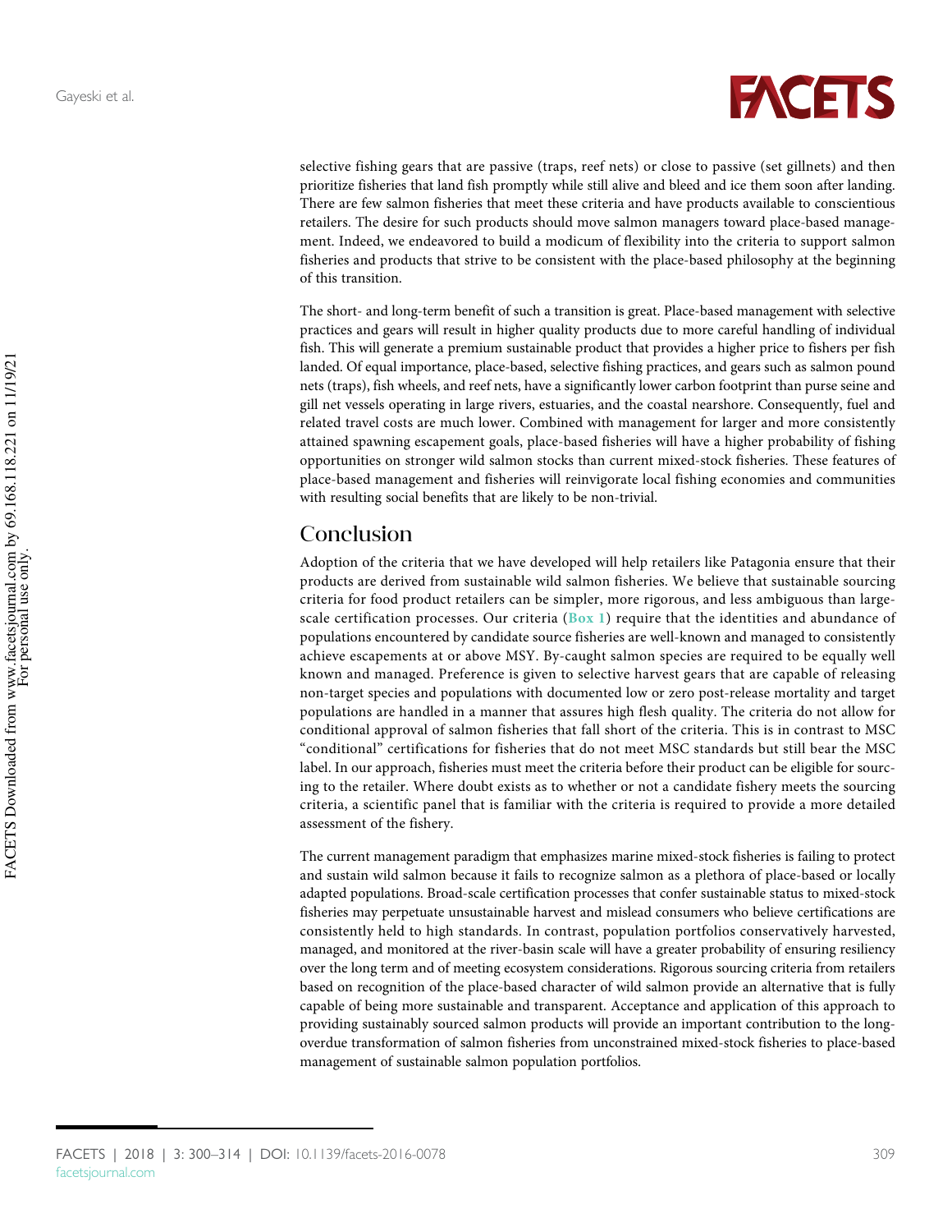selective fishing gears that are passive (traps, reef nets) or close to passive (set gillnets) and then prioritize fisheries that land fish promptly while still alive and bleed and ice them soon after landing. There are few salmon fisheries that meet these criteria and have products available to conscientious retailers. The desire for such products should move salmon managers toward place-based management. Indeed, we endeavored to build a modicum of flexibility into the criteria to support salmon fisheries and products that strive to be consistent with the place-based philosophy at the beginning of this transition.

The short- and long-term benefit of such a transition is great. Place-based management with selective practices and gears will result in higher quality products due to more careful handling of individual fish. This will generate a premium sustainable product that provides a higher price to fishers per fish landed. Of equal importance, place-based, selective fishing practices, and gears such as salmon pound nets (traps), fish wheels, and reef nets, have a significantly lower carbon footprint than purse seine and gill net vessels operating in large rivers, estuaries, and the coastal nearshore. Consequently, fuel and related travel costs are much lower. Combined with management for larger and more consistently attained spawning escapement goals, place-based fisheries will have a higher probability of fishing opportunities on stronger wild salmon stocks than current mixed-stock fisheries. These features of place-based management and fisheries will reinvigorate local fishing economies and communities with resulting social benefits that are likely to be non-trivial.

## Conclusion

Adoption of the criteria that we have developed will help retailers like Patagonia ensure that their products are derived from sustainable wild salmon fisheries. We believe that sustainable sourcing criteria for food product retailers can be simpler, more rigorous, and less ambiguous than large-scale certification processes. Our criteria (Box 1) require that the identities and abundance of populations encountered by candidate source fisheries are well-known and managed to consistently achieve escapements at or above MSY. By-caught salmon species are required to be equally well known and managed. Preference is given to selective harvest gears that are capable of releasing non-target species and populations with documented low or zero post-release mortality and target populations are handled in a manner that assures high flesh quality. The criteria do not allow for conditional approval of salmon fisheries that fall short of the criteria. This is in contrast to MSC "conditional" certifications for fisheries that do not meet MSC standards but still bear the MSC label. In our approach, fisheries must meet the criteria before their product can be eligible for sourcing to the retailer. Where doubt exists as to whether or not a candidate fishery meets the sourcing criteria, a scientific panel that is familiar with the criteria is required to provide a more detailed assessment of the fishery.

The current management paradigm that emphasizes marine mixed-stock fisheries is failing to protect and sustain wild salmon because it fails to recognize salmon as a plethora of place-based or locally adapted populations. Broad-scale certification processes that confer sustainable status to mixed-stock fisheries may perpetuate unsustainable harvest and mislead consumers who believe certifications are consistently held to high standards. In contrast, population portfolios conservatively harvested, managed, and monitored at the river-basin scale will have a greater probability of ensuring resiliency over the long term and of meeting ecosystem considerations. Rigorous sourcing criteria from retailers based on recognition of the place-based character of wild salmon provide an alternative that is fully capable of being more sustainable and transparent. Acceptance and application of this approach to providing sustainably sourced salmon products will provide an important contribution to the long-overdue transformation of salmon fisheries from unconstrained mixed-stock fisheries to place-based management of sustainable salmon population portfolios.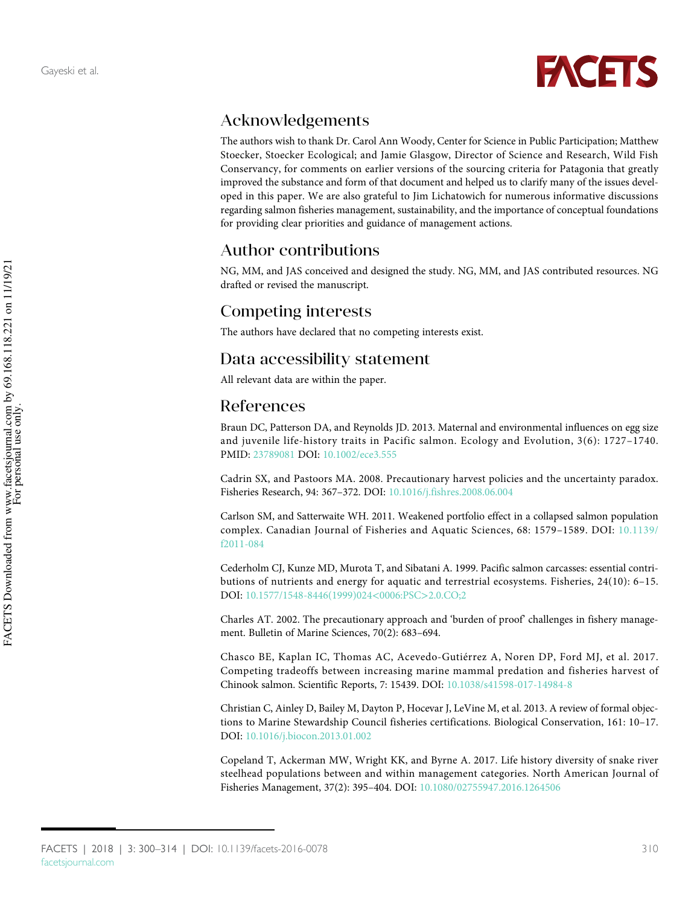## Acknowledgements

The authors wish to thank Dr. Carol Ann Woody, Center for Science in Public Participation; Matthew Stoecker, Stoecker Ecological; and Jamie Glasgow, Director of Science and Research, Wild Fish Conservancy, for comments on earlier versions of the sourcing criteria for Patagonia that greatly improved the substance and form of that document and helped us to clarify many of the issues developed in this paper. We are also grateful to Jim Lichatowich for numerous informative discussions regarding salmon fisheries management, sustainability, and the importance of conceptual foundations for providing clear priorities and guidance of management actions.

## Author contributions

NG, MM, and JAS conceived and designed the study. NG, MM, and JAS contributed resources. NG drafted or revised the manuscript.

## Competing interests

The authors have declared that no competing interests exist.

## Data accessibility statement

All relevant data are within the paper.

## References

Braun DC, Patterson DA, and Reynolds JD. 2013. Maternal and environmental influences on egg size and juvenile life-history traits in Pacific salmon. Ecology and Evolution, 3(6): 1727–1740. PMID: 23789081 DOI: 10.1002/ece3.555

Cadrin SX, and Pastoors MA. 2008. Precautionary harvest policies and the uncertainty paradox. Fisheries Research, 94: 367–372. DOI: 10.1016/j.fishres.2008.06.004

Carlson SM, and Satterwaite WH. 2011. Weakened portfolio effect in a collapsed salmon population complex. Canadian Journal of Fisheries and Aquatic Sciences, 68: 1579–1589. DOI: 10.1139/f2011-084

Cederholm CJ, Kunze MD, Murota T, and Sibatani A. 1999. Pacific salmon carcasses: essential contributions of nutrients and energy for aquatic and terrestrial ecosystems. Fisheries, 24(10): 6–15. DOI: 10.1577/1548-8446(1999)024<0006:PSC>2.0.CO;2

Charles AT. 2002. The precautionary approach and 'burden of proof' challenges in fishery management. Bulletin of Marine Sciences, 70(2): 683–694.

Chasco BE, Kaplan IC, Thomas AC, Acevedo-Gutiérrez A, Noren DP, Ford MJ, et al. 2017. Competing tradeoffs between increasing marine mammal predation and fisheries harvest of Chinook salmon. Scientific Reports, 7: 15439. DOI: 10.1038/s41598-017-14984-8

Christian C, Ainley D, Bailey M, Dayton P, Hocevar J, LeVine M, et al. 2013. A review of formal objections to Marine Stewardship Council fisheries certifications. Biological Conservation, 161: 10–17. DOI: 10.1016/j.biocon.2013.01.002

Copeland T, Ackerman MW, Wright KK, and Byrne A. 2017. Life history diversity of snake river steelhead populations between and within management categories. North American Journal of Fisheries Management, 37(2): 395–404. DOI: 10.1080/02755947.2016.1264506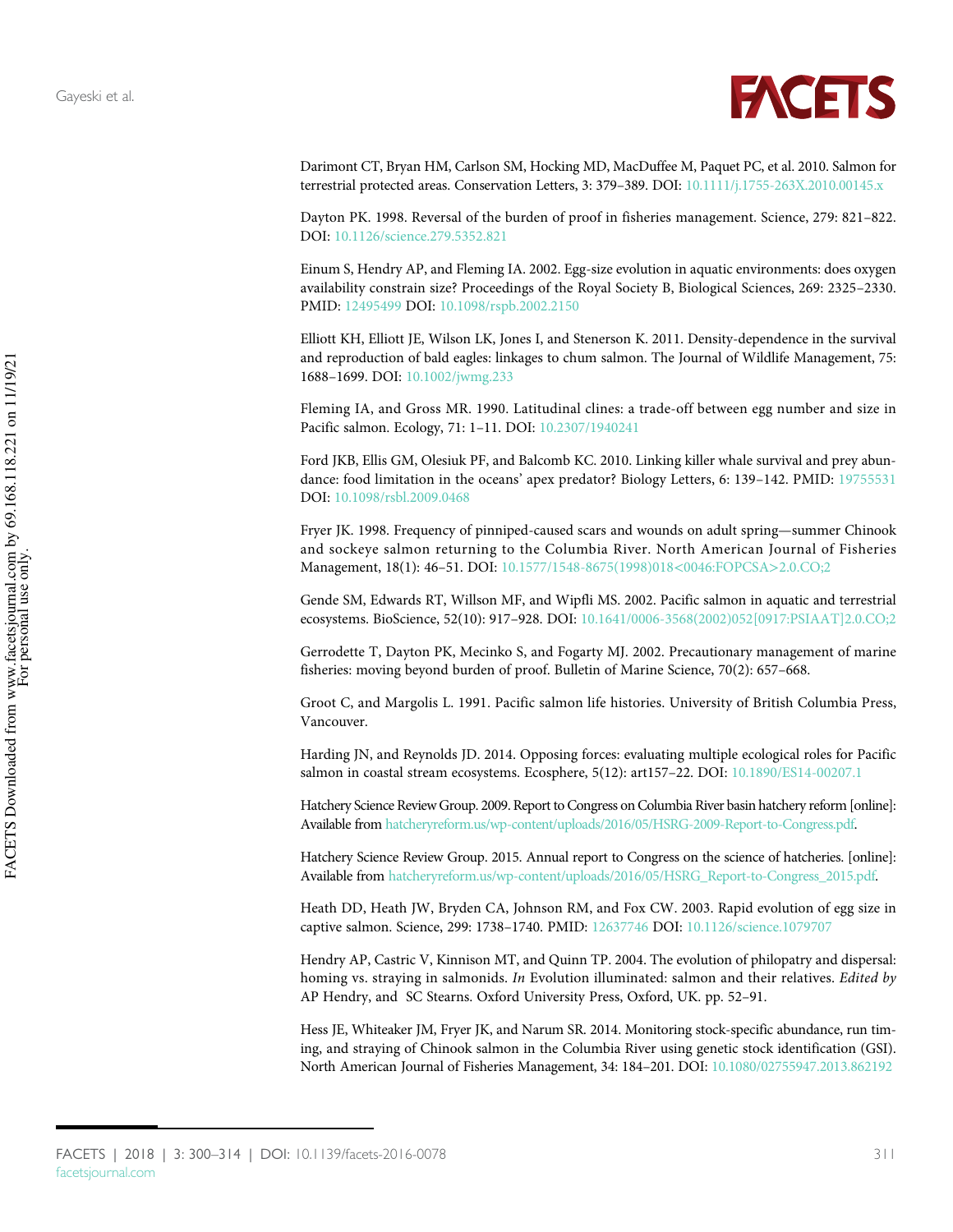Darimont CT, Bryan HM, Carlson SM, Hocking MD, MacDuffee M, Paquet PC, et al. 2010. Salmon for terrestrial protected areas. Conservation Letters, 3: 379–389. DOI: 10.1111/j.1755-263X.2010.00145.x

Dayton PK. 1998. Reversal of the burden of proof in fisheries management. Science, 279: 821–822. DOI: 10.1126/science.279.5352.821

Einum S, Hendry AP, and Fleming IA. 2002. Egg-size evolution in aquatic environments: does oxygen availability constrain size? Proceedings of the Royal Society B, Biological Sciences, 269: 2325–2330. PMID: 12495499 DOI: 10.1098/rspb.2002.2150

Elliott KH, Elliott JE, Wilson LK, Jones I, and Stenerson K. 2011. Density-dependence in the survival and reproduction of bald eagles: linkages to chum salmon. The Journal of Wildlife Management, 75: 1688–1699. DOI: 10.1002/jwmg.233

Fleming IA, and Gross MR. 1990. Latitudinal clines: a trade-off between egg number and size in Pacific salmon. Ecology, 71: 1–11. DOI: 10.2307/1940241

Ford JKB, Ellis GM, Olesiuk PF, and Balcomb KC. 2010. Linking killer whale survival and prey abundance: food limitation in the oceans' apex predator? Biology Letters, 6: 139–142. PMID: 19755531 DOI: 10.1098/rsbl.2009.0468

Fryer JK. 1998. Frequency of pinniped-caused scars and wounds on adult spring—summer Chinook and sockeye salmon returning to the Columbia River. North American Journal of Fisheries Management, 18(1): 46–51. DOI: 10.1577/1548-8675(1998)018<0046:FOPCSA>2.0.CO;2

Gende SM, Edwards RT, Willson MF, and Wipfli MS. 2002. Pacific salmon in aquatic and terrestrial ecosystems. BioScience, 52(10): 917–928. DOI: 10.1641/0006-3568(2002)052[0917:PSIAAT]2.0.CO;2

Gerrodette T, Dayton PK, Mecinko S, and Fogarty MJ. 2002. Precautionary management of marine fisheries: moving beyond burden of proof. Bulletin of Marine Science, 70(2): 657–668.

Groot C, and Margolis L. 1991. Pacific salmon life histories. University of British Columbia Press, Vancouver.

Harding JN, and Reynolds JD. 2014. Opposing forces: evaluating multiple ecological roles for Pacific salmon in coastal stream ecosystems. Ecosphere, 5(12): art157–22. DOI: 10.1890/ES14-00207.1

Hatchery Science Review Group. 2009. Report to Congress on Columbia River basin hatchery reform [online]: Available from hatcheryreform.us/wp-content/uploads/2016/05/HSRG-2009-Report-to-Congress.pdf.

Hatchery Science Review Group. 2015. Annual report to Congress on the science of hatcheries. [online]: Available from hatcheryreform.us/wp-content/uploads/2016/05/HSRG_Report-to-Congress_2015.pdf.

Heath DD, Heath JW, Bryden CA, Johnson RM, and Fox CW. 2003. Rapid evolution of egg size in captive salmon. Science, 299: 1738–1740. PMID: 12637746 DOI: 10.1126/science.1079707

Hendry AP, Castric V, Kinnison MT, and Quinn TP. 2004. The evolution of philopatry and dispersal: homing vs. straying in salmonids. *In* Evolution illuminated: salmon and their relatives. *Edited by* AP Hendry, and SC Stearns. Oxford University Press, Oxford, UK. pp. 52–91.

Hess JE, Whiteaker JM, Fryer JK, and Narum SR. 2014. Monitoring stock-specific abundance, run timing, and straying of Chinook salmon in the Columbia River using genetic stock identification (GSI). North American Journal of Fisheries Management, 34: 184–201. DOI: 10.1080/02755947.2013.862192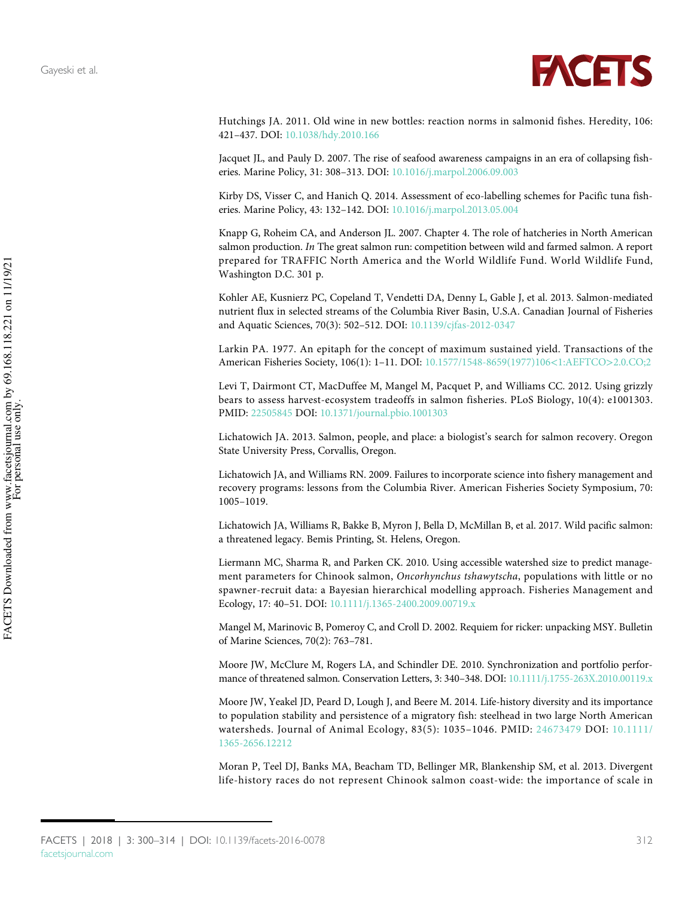Hutchings JA. 2011. Old wine in new bottles: reaction norms in salmonid fishes. Heredity, 106: 421–437. DOI: 10.1038/hdy.2010.166

Jacquet JL, and Pauly D. 2007. The rise of seafood awareness campaigns in an era of collapsing fisheries. Marine Policy, 31: 308–313. DOI: 10.1016/j.marpol.2006.09.003

Kirby DS, Visser C, and Hanich Q. 2014. Assessment of eco-labelling schemes for Pacific tuna fisheries. Marine Policy, 43: 132–142. DOI: 10.1016/j.marpol.2013.05.004

Knapp G, Roheim CA, and Anderson JL. 2007. Chapter 4. The role of hatcheries in North American salmon production. *In* The great salmon run: competition between wild and farmed salmon. A report prepared for TRAFFIC North America and the World Wildlife Fund. World Wildlife Fund, Washington D.C. 301 p.

Kohler AE, Kusnierz PC, Copeland T, Vendetti DA, Denny L, Gable J, et al. 2013. Salmon-mediated nutrient flux in selected streams of the Columbia River Basin, U.S.A. Canadian Journal of Fisheries and Aquatic Sciences, 70(3): 502–512. DOI: 10.1139/cjfas-2012-0347

Larkin PA. 1977. An epitaph for the concept of maximum sustained yield. Transactions of the American Fisheries Society, 106(1): 1–11. DOI: 10.1577/1548-8659(1977)106<1:AEFTCO>2.0.CO;2

Levi T, Dairmont CT, MacDuffee M, Mangel M, Pacquet P, and Williams CC. 2012. Using grizzly bears to assess harvest-ecosystem tradeoffs in salmon fisheries. PLoS Biology, 10(4): e1001303. PMID: 22505845 DOI: 10.1371/journal.pbio.1001303

Lichatowich JA. 2013. Salmon, people, and place: a biologist's search for salmon recovery. Oregon State University Press, Corvallis, Oregon.

Lichatowich JA, and Williams RN. 2009. Failures to incorporate science into fishery management and recovery programs: lessons from the Columbia River. American Fisheries Society Symposium, 70: 1005–1019.

Lichatowich JA, Williams R, Bakke B, Myron J, Bella D, McMillan B, et al. 2017. Wild pacific salmon: a threatened legacy. Bemis Printing, St. Helens, Oregon.

Liermann MC, Sharma R, and Parken CK. 2010. Using accessible watershed size to predict management parameters for Chinook salmon, *Oncorhynchus tshawytscha*, populations with little or no spawner-recruit data: a Bayesian hierarchical modelling approach. Fisheries Management and Ecology, 17: 40–51. DOI: 10.1111/j.1365-2400.2009.00719.x

Mangel M, Marinovic B, Pomeroy C, and Croll D. 2002. Requiem for ricker: unpacking MSY. Bulletin of Marine Sciences, 70(2): 763–781.

Moore JW, McClure M, Rogers LA, and Schindler DE. 2010. Synchronization and portfolio performance of threatened salmon. Conservation Letters, 3: 340–348. DOI: 10.1111/j.1755-263X.2010.00119.x

Moore JW, Yeakel JD, Peard D, Lough J, and Beere M. 2014. Life-history diversity and its importance to population stability and persistence of a migratory fish: steelhead in two large North American watersheds. Journal of Animal Ecology, 83(5): 1035–1046. PMID: 24673479 DOI: 10.1111/1365-2656.12212

Moran P, Teel DJ, Banks MA, Beacham TD, Bellinger MR, Blankenship SM, et al. 2013. Divergent life-history races do not represent Chinook salmon coast-wide: the importance of scale in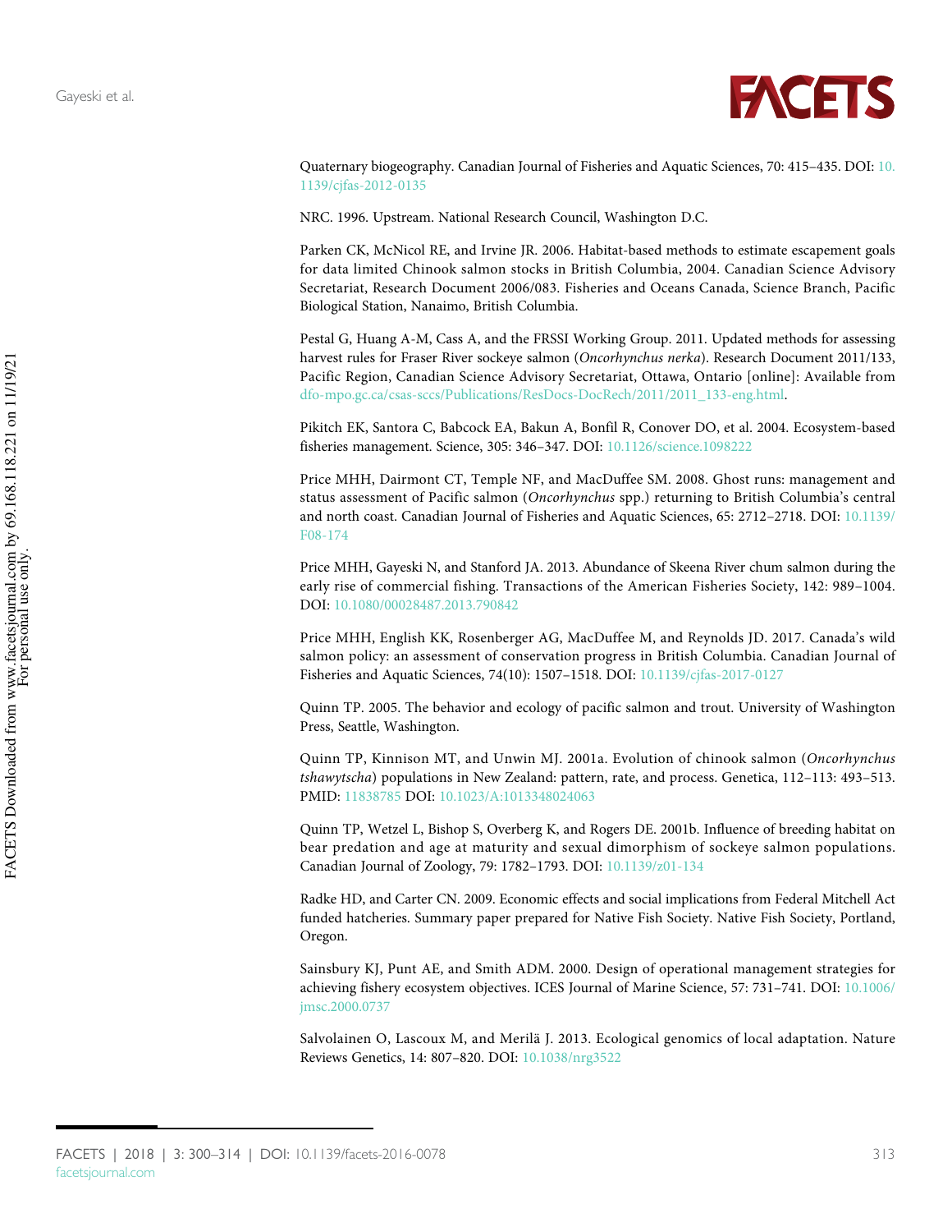Quaternary biogeography. Canadian Journal of Fisheries and Aquatic Sciences, 70: 415–435. DOI: 10.1139/cjfas-2012-0135

NRC. 1996. Upstream. National Research Council, Washington D.C.

Parken CK, McNicol RE, and Irvine JR. 2006. Habitat-based methods to estimate escapement goals for data limited Chinook salmon stocks in British Columbia, 2004. Canadian Science Advisory Secretariat, Research Document 2006/083. Fisheries and Oceans Canada, Science Branch, Pacific Biological Station, Nanaimo, British Columbia.

Pestal G, Huang A-M, Cass A, and the FRSSI Working Group. 2011. Updated methods for assessing harvest rules for Fraser River sockeye salmon (*Oncorhynchus nerka*). Research Document 2011/133, Pacific Region, Canadian Science Advisory Secretariat, Ottawa, Ontario [online]: Available from dfo-mpo.gc.ca/csas-sccs/Publications/ResDocs-DocRech/2011/2011_133-eng.html.

Pikitch EK, Santora C, Babcock EA, Bakun A, Bonfil R, Conover DO, et al. 2004. Ecosystem-based fisheries management. Science, 305: 346–347. DOI: 10.1126/science.1098222

Price MHH, Dairmont CT, Temple NF, and MacDuffee SM. 2008. Ghost runs: management and status assessment of Pacific salmon (*Oncorhynchus* spp.) returning to British Columbia's central and north coast. Canadian Journal of Fisheries and Aquatic Sciences, 65: 2712–2718. DOI: 10.1139/F08-174

Price MHH, Gayeski N, and Stanford JA. 2013. Abundance of Skeena River chum salmon during the early rise of commercial fishing. Transactions of the American Fisheries Society, 142: 989–1004. DOI: 10.1080/00028487.2013.790842

Price MHH, English KK, Rosenberger AG, MacDuffee M, and Reynolds JD. 2017. Canada's wild salmon policy: an assessment of conservation progress in British Columbia. Canadian Journal of Fisheries and Aquatic Sciences, 74(10): 1507–1518. DOI: 10.1139/cjfas-2017-0127

Quinn TP. 2005. The behavior and ecology of pacific salmon and trout. University of Washington Press, Seattle, Washington.

Quinn TP, Kinnison MT, and Unwin MJ. 2001a. Evolution of chinook salmon (*Oncorhynchus tshawytscha*) populations in New Zealand: pattern, rate, and process. Genetica, 112–113: 493–513. PMID: 11838785 DOI: 10.1023/A:1013348024063

Quinn TP, Wetzel L, Bishop S, Overberg K, and Rogers DE. 2001b. Influence of breeding habitat on bear predation and age at maturity and sexual dimorphism of sockeye salmon populations. Canadian Journal of Zoology, 79: 1782–1793. DOI: 10.1139/z01-134

Radke HD, and Carter CN. 2009. Economic effects and social implications from Federal Mitchell Act funded hatcheries. Summary paper prepared for Native Fish Society. Native Fish Society, Portland, Oregon.

Sainsbury KJ, Punt AE, and Smith ADM. 2000. Design of operational management strategies for achieving fishery ecosystem objectives. ICES Journal of Marine Science, 57: 731–741. DOI: 10.1006/jmsc.2000.0737

Salvolainen O, Lascoux M, and Merilä J. 2013. Ecological genomics of local adaptation. Nature Reviews Genetics, 14: 807–820. DOI: 10.1038/nrg3522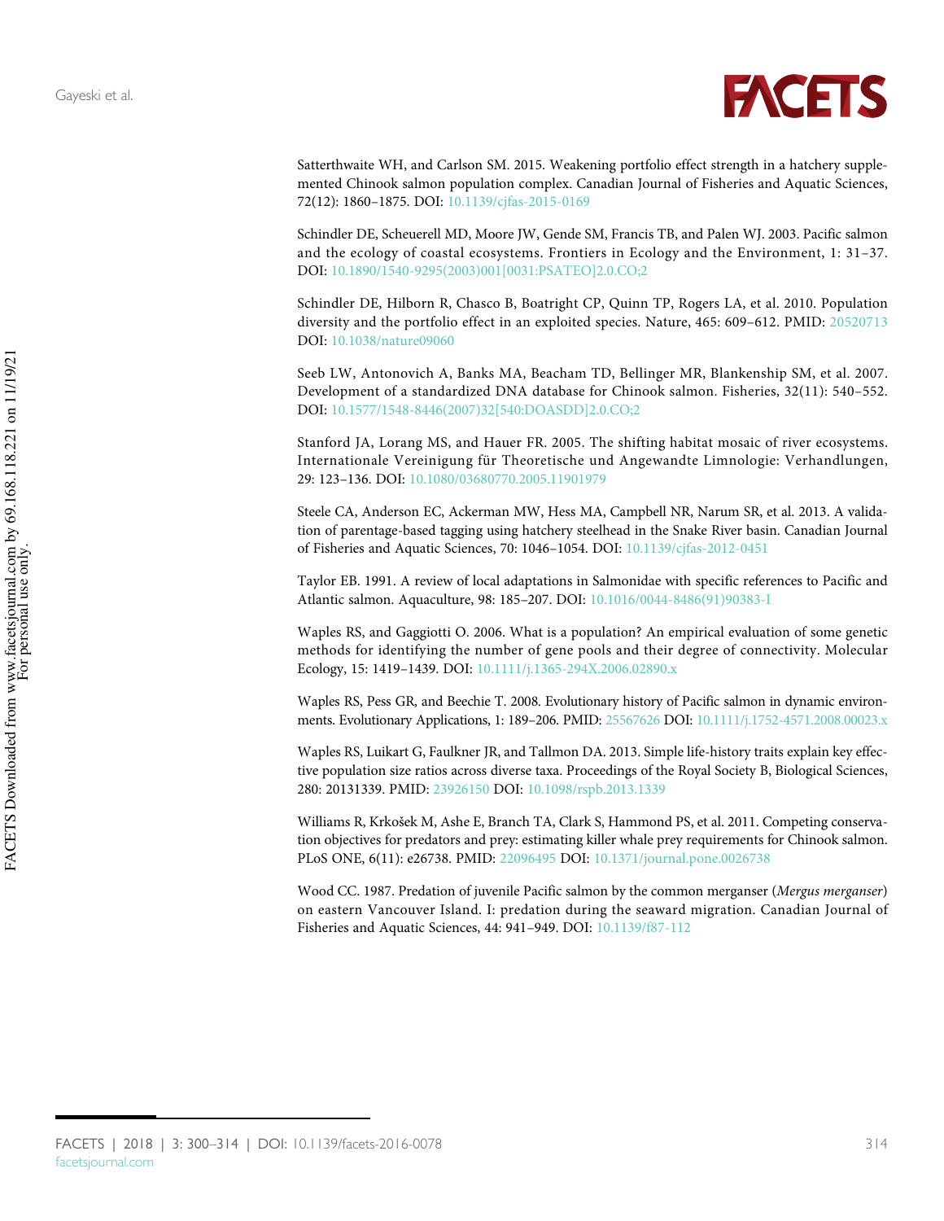Satterthwaite WH, and Carlson SM. 2015. Weakening portfolio effect strength in a hatchery supplemented Chinook salmon population complex. Canadian Journal of Fisheries and Aquatic Sciences, 72(12): 1860–1875. DOI: 10.1139/cjfas-2015-0169

Schindler DE, Scheuerell MD, Moore JW, Gende SM, Francis TB, and Palen WJ. 2003. Pacific salmon and the ecology of coastal ecosystems. Frontiers in Ecology and the Environment, 1: 31–37. DOI: 10.1890/1540-9295(2003)001[0031:PSATEO]2.0.CO;2

Schindler DE, Hilborn R, Chasco B, Boatright CP, Quinn TP, Rogers LA, et al. 2010. Population diversity and the portfolio effect in an exploited species. Nature, 465: 609–612. PMID: 20520713 DOI: 10.1038/nature09060

Seeb LW, Antonovich A, Banks MA, Beacham TD, Bellinger MR, Blankenship SM, et al. 2007. Development of a standardized DNA database for Chinook salmon. Fisheries, 32(11): 540–552. DOI: 10.1577/1548-8446(2007)32[540:DOASDD]2.0.CO;2

Stanford JA, Lorang MS, and Hauer FR. 2005. The shifting habitat mosaic of river ecosystems. Internationale Vereinigung für Theoretische und Angewandte Limnologie: Verhandlungen, 29: 123–136. DOI: 10.1080/03680770.2005.11901979

Steele CA, Anderson EC, Ackerman MW, Hess MA, Campbell NR, Narum SR, et al. 2013. A validation of parentage-based tagging using hatchery steelhead in the Snake River basin. Canadian Journal of Fisheries and Aquatic Sciences, 70: 1046–1054. DOI: 10.1139/cjfas-2012-0451

Taylor EB. 1991. A review of local adaptations in Salmonidae with specific references to Pacific and Atlantic salmon. Aquaculture, 98: 185–207. DOI: 10.1016/0044-8486(91)90383-I

Waples RS, and Gaggiotti O. 2006. What is a population? An empirical evaluation of some genetic methods for identifying the number of gene pools and their degree of connectivity. Molecular Ecology, 15: 1419–1439. DOI: 10.1111/j.1365-294X.2006.02890.x

Waples RS, Pess GR, and Beechie T. 2008. Evolutionary history of Pacific salmon in dynamic environments. Evolutionary Applications, 1: 189–206. PMID: 25567626 DOI: 10.1111/j.1752-4571.2008.00023.x

Waples RS, Luikart G, Faulkner JR, and Tallmon DA. 2013. Simple life-history traits explain key effective population size ratios across diverse taxa. Proceedings of the Royal Society B, Biological Sciences, 280: 20131339. PMID: 23926150 DOI: 10.1098/rspb.2013.1339

Williams R, Krkošek M, Ashe E, Branch TA, Clark S, Hammond PS, et al. 2011. Competing conservation objectives for predators and prey: estimating killer whale prey requirements for Chinook salmon. PLoS ONE, 6(11): e26738. PMID: 22096495 DOI: 10.1371/journal.pone.0026738

Wood CC. 1987. Predation of juvenile Pacific salmon by the common merganser (*Mergus merganser*) on eastern Vancouver Island. I: predation during the seaward migration. Canadian Journal of Fisheries and Aquatic Sciences, 44: 941–949. DOI: 10.1139/f87-112